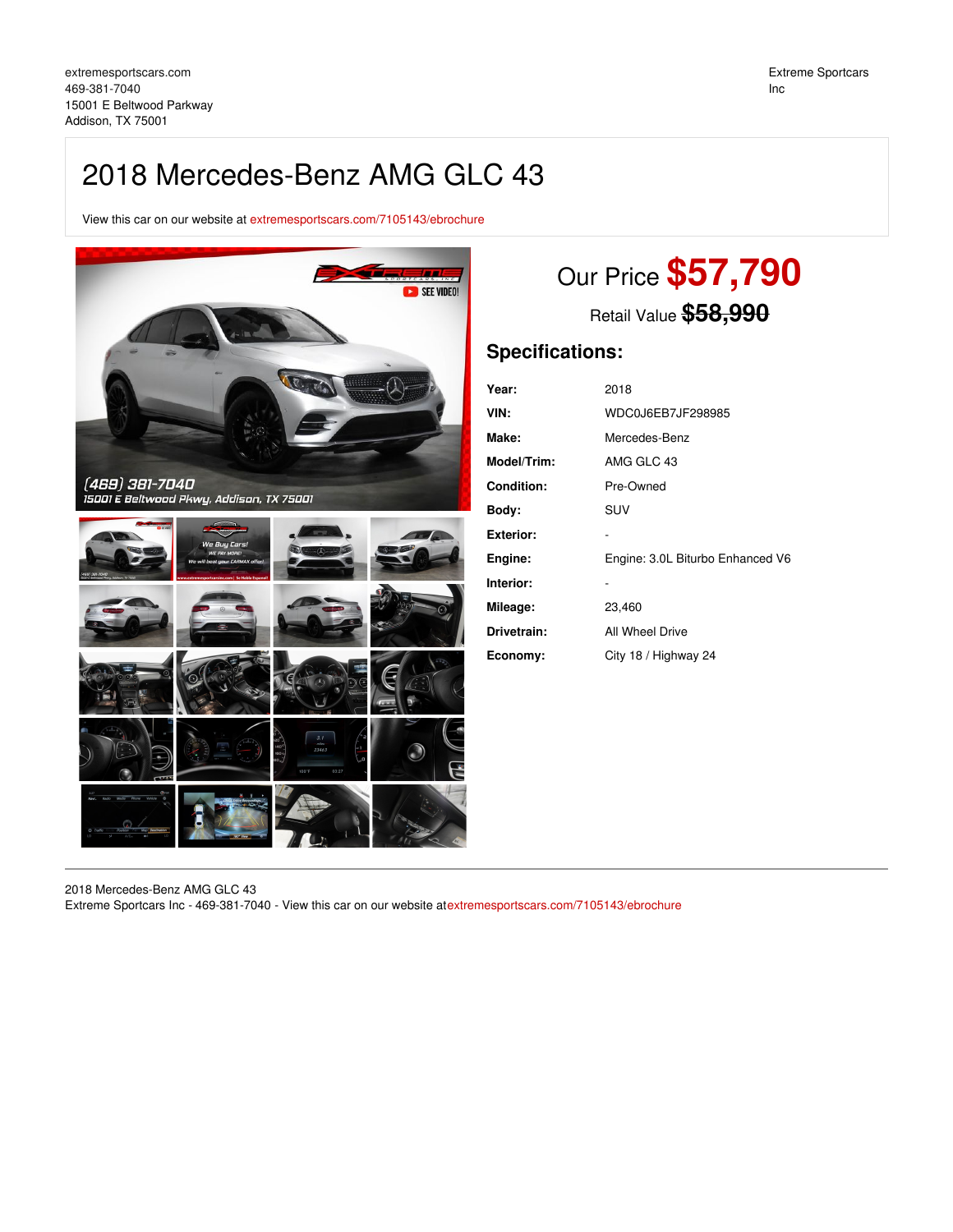extremesportscars.com
469-381-7040
15001 E Beltwood Parkway
Addison, TX 75001

Extreme Sportscars Inc

# 2018 Mercedes-Benz AMG GLC 43

View this car on our website at extremesportscars.com/7105143/ebrochure

## Our Price **$57,790**

Retail Value ~~$58,990~~

## Specifications:

| | |
|---|---|
| **Year:** | 2018 |
| **VIN:** | WDC0J6EB7JF298985 |
| **Make:** | Mercedes-Benz |
| **Model/Trim:** | AMG GLC 43 |
| **Condition:** | Pre-Owned |
| **Body:** | SUV |
| **Exterior:** | - |
| **Engine:** | Engine: 3.0L Biturbo Enhanced V6 |
| **Interior:** | - |
| **Mileage:** | 23,460 |
| **Drivetrain:** | All Wheel Drive |
| **Economy:** | City 18 / Highway 24 |

2018 Mercedes-Benz AMG GLC 43
Extreme Sportcars Inc - 469-381-7040 - View this car on our website atextremesportscars.com/7105143/ebrochure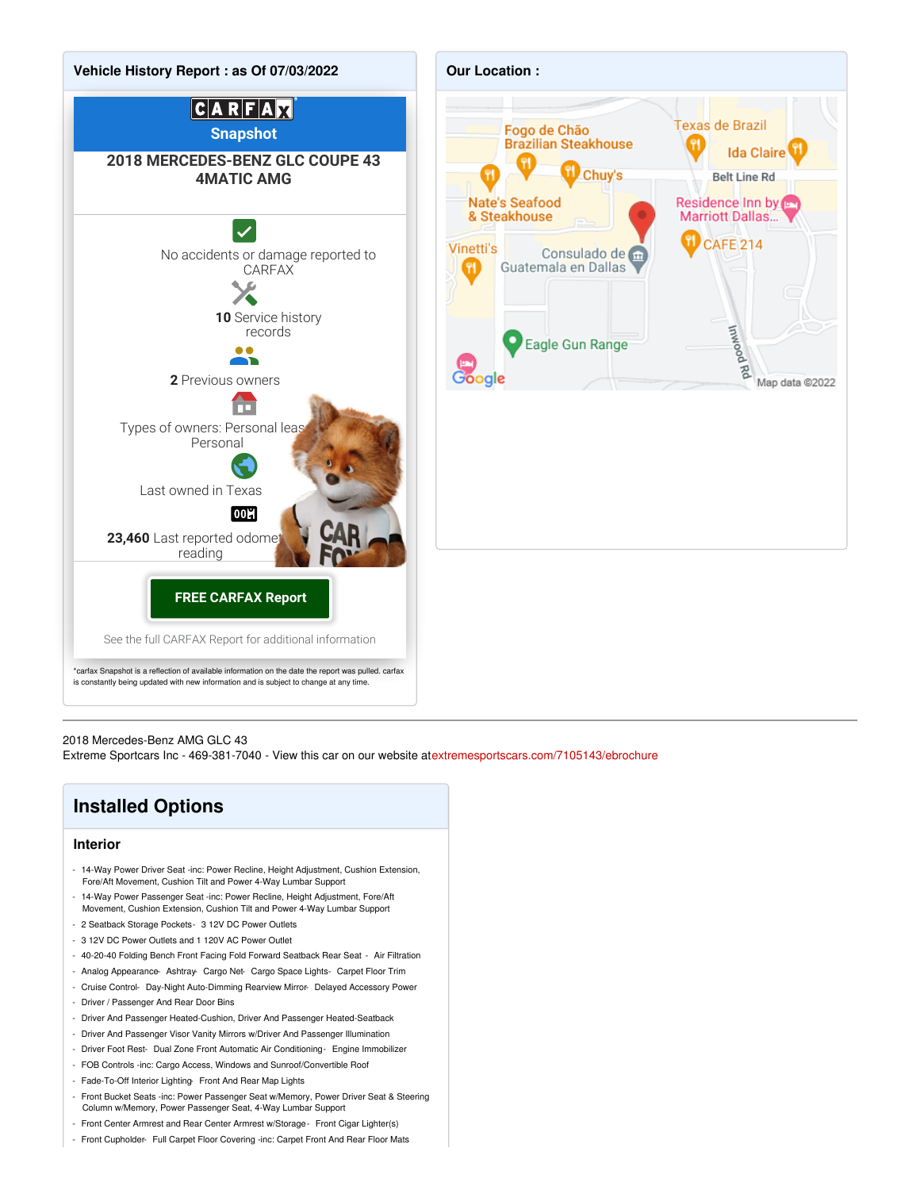## Vehicle History Report : as Of 07/03/2022

**CARFAX Snapshot**

**2018 MERCEDES-BENZ GLC COUPE 43 4MATIC AMG**

No accidents or damage reported to CARFAX

**10** Service history records

**2** Previous owners

Types of owners: Personal lease, Personal

Last owned in Texas

**23,460** Last reported odometer reading

**FREE CARFAX Report**

See the full CARFAX Report for additional information

*carfax Snapshot is a reflection of available information on the date the report was pulled. carfax is constantly being updated with new information and is subject to change at any time.

## Our Location :

Fogo de Chão Brazilian Steakhouse
Texas de Brazil
Ida Claire
Chuy's
Belt Line Rd
Nate's Seafood & Steakhouse
Residence Inn by Marriott Dallas...
CAFE 214
Vinetti's
Consulado de Guatemala en Dallas
Eagle Gun Range
Inwood Rd
Google
Map data ©2022

---

2018 Mercedes-Benz AMG GLC 43
Extreme Sportscars Inc - 469-381-7040 - View this car on our website atextremesportscars.com/7105143/ebrochure

## Installed Options

### Interior

- 14-Way Power Driver Seat -inc: Power Recline, Height Adjustment, Cushion Extension, Fore/Aft Movement, Cushion Tilt and Power 4-Way Lumbar Support
- 14-Way Power Passenger Seat -inc: Power Recline, Height Adjustment, Fore/Aft Movement, Cushion Extension, Cushion Tilt and Power 4-Way Lumbar Support
- 2 Seatback Storage Pockets- 3 12V DC Power Outlets
- 3 12V DC Power Outlets and 1 120V AC Power Outlet
- 40-20-40 Folding Bench Front Facing Fold Forward Seatback Rear Seat - Air Filtration
- Analog Appearance- Ashtray- Cargo Net- Cargo Space Lights- Carpet Floor Trim
- Cruise Control- Day-Night Auto-Dimming Rearview Mirror- Delayed Accessory Power
- Driver / Passenger And Rear Door Bins
- Driver And Passenger Heated-Cushion, Driver And Passenger Heated-Seatback
- Driver And Passenger Visor Vanity Mirrors w/Driver And Passenger Illumination
- Driver Foot Rest- Dual Zone Front Automatic Air Conditioning- Engine Immobilizer
- FOB Controls -inc: Cargo Access, Windows and Sunroof/Convertible Roof
- Fade-To-Off Interior Lighting- Front And Rear Map Lights
- Front Bucket Seats -inc: Power Passenger Seat w/Memory, Power Driver Seat & Steering Column w/Memory, Power Passenger Seat, 4-Way Lumbar Support
- Front Center Armrest and Rear Center Armrest w/Storage- Front Cigar Lighter(s)
- Front Cupholder- Full Carpet Floor Covering -inc: Carpet Front And Rear Floor Mats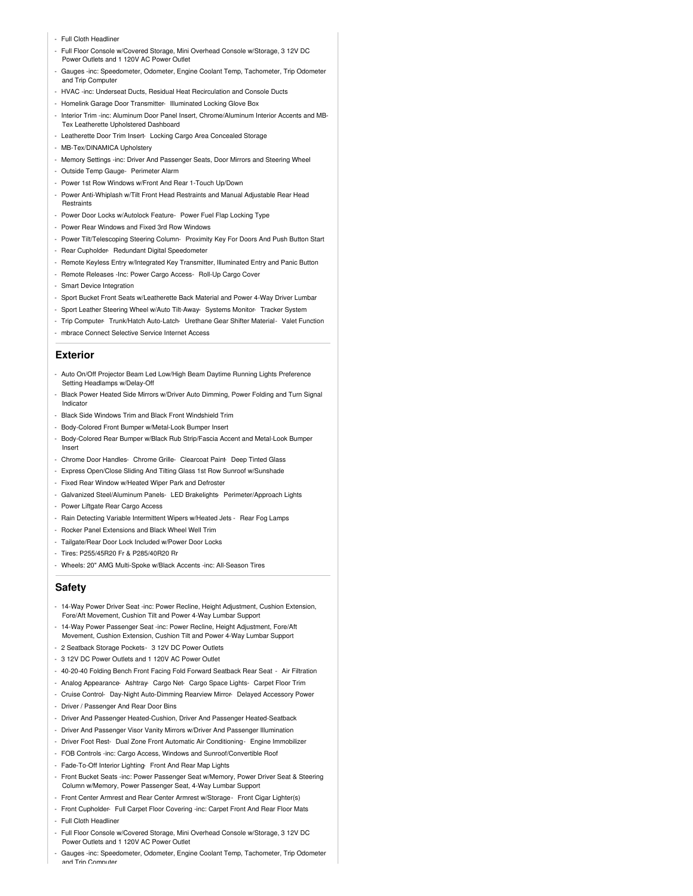- Full Cloth Headliner
- Full Floor Console w/Covered Storage, Mini Overhead Console w/Storage, 3 12V DC Power Outlets and 1 120V AC Power Outlet
- Gauges -inc: Speedometer, Odometer, Engine Coolant Temp, Tachometer, Trip Odometer and Trip Computer
- HVAC -inc: Underseat Ducts, Residual Heat Recirculation and Console Ducts
- Homelink Garage Door Transmitter- Illuminated Locking Glove Box
- Interior Trim -inc: Aluminum Door Panel Insert, Chrome/Aluminum Interior Accents and MB-Tex Leatherette Upholstered Dashboard
- Leatherette Door Trim Insert- Locking Cargo Area Concealed Storage
- MB-Tex/DINAMICA Upholstery
- Memory Settings -inc: Driver And Passenger Seats, Door Mirrors and Steering Wheel
- Outside Temp Gauge- Perimeter Alarm
- Power 1st Row Windows w/Front And Rear 1-Touch Up/Down
- Power Anti-Whiplash w/Tilt Front Head Restraints and Manual Adjustable Rear Head Restraints
- Power Door Locks w/Autolock Feature- Power Fuel Flap Locking Type
- Power Rear Windows and Fixed 3rd Row Windows
- Power Tilt/Telescoping Steering Column- Proximity Key For Doors And Push Button Start
- Rear Cupholder- Redundant Digital Speedometer
- Remote Keyless Entry w/Integrated Key Transmitter, Illuminated Entry and Panic Button
- Remote Releases -Inc: Power Cargo Access- Roll-Up Cargo Cover
- Smart Device Integration
- Sport Bucket Front Seats w/Leatherette Back Material and Power 4-Way Driver Lumbar
- Sport Leather Steering Wheel w/Auto Tilt-Away- Systems Monitor- Tracker System
- Trip Computer- Trunk/Hatch Auto-Latch- Urethane Gear Shifter Material- Valet Function
- mbrace Connect Selective Service Internet Access

## Exterior

- Auto On/Off Projector Beam Led Low/High Beam Daytime Running Lights Preference Setting Headlamps w/Delay-Off
- Black Power Heated Side Mirrors w/Driver Auto Dimming, Power Folding and Turn Signal Indicator
- Black Side Windows Trim and Black Front Windshield Trim
- Body-Colored Front Bumper w/Metal-Look Bumper Insert
- Body-Colored Rear Bumper w/Black Rub Strip/Fascia Accent and Metal-Look Bumper Insert
- Chrome Door Handles- Chrome Grille- Clearcoat Paint- Deep Tinted Glass
- Express Open/Close Sliding And Tilting Glass 1st Row Sunroof w/Sunshade
- Fixed Rear Window w/Heated Wiper Park and Defroster
- Galvanized Steel/Aluminum Panels- LED Brakelights- Perimeter/Approach Lights
- Power Liftgate Rear Cargo Access
- Rain Detecting Variable Intermittent Wipers w/Heated Jets - Rear Fog Lamps
- Rocker Panel Extensions and Black Wheel Well Trim
- Tailgate/Rear Door Lock Included w/Power Door Locks
- Tires: P255/45R20 Fr & P285/40R20 Rr
- Wheels: 20" AMG Multi-Spoke w/Black Accents -inc: All-Season Tires

## Safety

- 14-Way Power Driver Seat -inc: Power Recline, Height Adjustment, Cushion Extension, Fore/Aft Movement, Cushion Tilt and Power 4-Way Lumbar Support
- 14-Way Power Passenger Seat -inc: Power Recline, Height Adjustment, Fore/Aft Movement, Cushion Extension, Cushion Tilt and Power 4-Way Lumbar Support
- 2 Seatback Storage Pockets- 3 12V DC Power Outlets
- 3 12V DC Power Outlets and 1 120V AC Power Outlet
- 40-20-40 Folding Bench Front Facing Fold Forward Seatback Rear Seat - Air Filtration
- Analog Appearance- Ashtray- Cargo Net- Cargo Space Lights- Carpet Floor Trim
- Cruise Control- Day-Night Auto-Dimming Rearview Mirror- Delayed Accessory Power
- Driver / Passenger And Rear Door Bins
- Driver And Passenger Heated-Cushion, Driver And Passenger Heated-Seatback
- Driver And Passenger Visor Vanity Mirrors w/Driver And Passenger Illumination
- Driver Foot Rest- Dual Zone Front Automatic Air Conditioning- Engine Immobilizer
- FOB Controls -inc: Cargo Access, Windows and Sunroof/Convertible Roof
- Fade-To-Off Interior Lighting- Front And Rear Map Lights
- Front Bucket Seats -inc: Power Passenger Seat w/Memory, Power Driver Seat & Steering Column w/Memory, Power Passenger Seat, 4-Way Lumbar Support
- Front Center Armrest and Rear Center Armrest w/Storage- Front Cigar Lighter(s)
- Front Cupholder- Full Carpet Floor Covering -inc: Carpet Front And Rear Floor Mats
- Full Cloth Headliner
- Full Floor Console w/Covered Storage, Mini Overhead Console w/Storage, 3 12V DC Power Outlets and 1 120V AC Power Outlet
- Gauges -inc: Speedometer, Odometer, Engine Coolant Temp, Tachometer, Trip Odometer and Trip Computer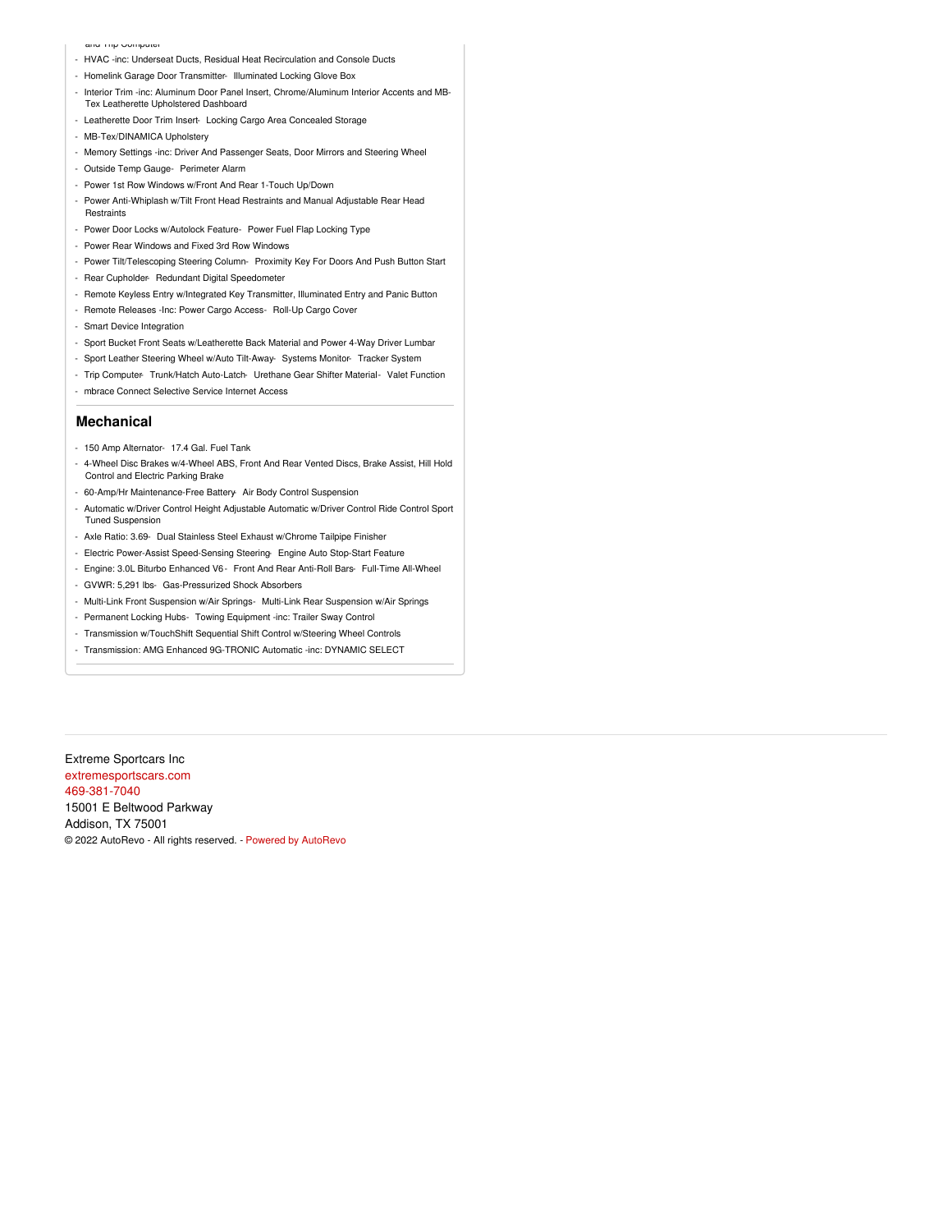and Trip Computer

- HVAC -inc: Underseat Ducts, Residual Heat Recirculation and Console Ducts
- Homelink Garage Door Transmitter- Illuminated Locking Glove Box
- Interior Trim -inc: Aluminum Door Panel Insert, Chrome/Aluminum Interior Accents and MB-Tex Leatherette Upholstered Dashboard
- Leatherette Door Trim Insert- Locking Cargo Area Concealed Storage
- MB-Tex/DINAMICA Upholstery
- Memory Settings -inc: Driver And Passenger Seats, Door Mirrors and Steering Wheel
- Outside Temp Gauge- Perimeter Alarm
- Power 1st Row Windows w/Front And Rear 1-Touch Up/Down
- Power Anti-Whiplash w/Tilt Front Head Restraints and Manual Adjustable Rear Head Restraints
- Power Door Locks w/Autolock Feature- Power Fuel Flap Locking Type
- Power Rear Windows and Fixed 3rd Row Windows
- Power Tilt/Telescoping Steering Column- Proximity Key For Doors And Push Button Start
- Rear Cupholder- Redundant Digital Speedometer
- Remote Keyless Entry w/Integrated Key Transmitter, Illuminated Entry and Panic Button
- Remote Releases -Inc: Power Cargo Access- Roll-Up Cargo Cover
- Smart Device Integration
- Sport Bucket Front Seats w/Leatherette Back Material and Power 4-Way Driver Lumbar
- Sport Leather Steering Wheel w/Auto Tilt-Away- Systems Monitor- Tracker System
- Trip Computer- Trunk/Hatch Auto-Latch- Urethane Gear Shifter Material- Valet Function
- mbrace Connect Selective Service Internet Access

## Mechanical

- 150 Amp Alternator- 17.4 Gal. Fuel Tank
- 4-Wheel Disc Brakes w/4-Wheel ABS, Front And Rear Vented Discs, Brake Assist, Hill Hold Control and Electric Parking Brake
- 60-Amp/Hr Maintenance-Free Battery- Air Body Control Suspension
- Automatic w/Driver Control Height Adjustable Automatic w/Driver Control Ride Control Sport Tuned Suspension
- Axle Ratio: 3.69- Dual Stainless Steel Exhaust w/Chrome Tailpipe Finisher
- Electric Power-Assist Speed-Sensing Steering- Engine Auto Stop-Start Feature
- Engine: 3.0L Biturbo Enhanced V6 - Front And Rear Anti-Roll Bars- Full-Time All-Wheel
- GVWR: 5,291 lbs- Gas-Pressurized Shock Absorbers
- Multi-Link Front Suspension w/Air Springs- Multi-Link Rear Suspension w/Air Springs
- Permanent Locking Hubs- Towing Equipment -inc: Trailer Sway Control
- Transmission w/TouchShift Sequential Shift Control w/Steering Wheel Controls
- Transmission: AMG Enhanced 9G-TRONIC Automatic -inc: DYNAMIC SELECT

---

Extreme Sportcars Inc
extremesportscars.com
469-381-7040
15001 E Beltwood Parkway
Addison, TX 75001
© 2022 AutoRevo - All rights reserved. - Powered by AutoRevo